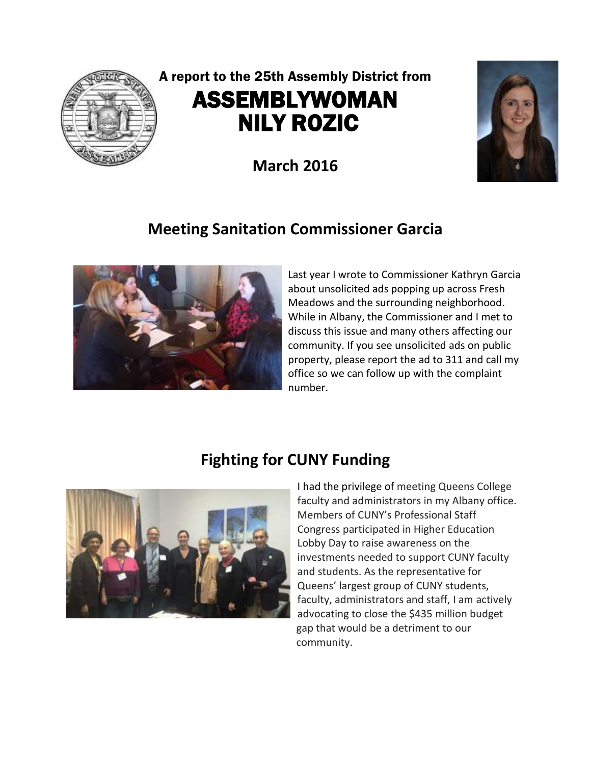A report to the 25th Assembly District from

# ASSEMBLYWOMAN NILY ROZIC

**March 2016**

## Meeting Sanitation Commissioner Garcia

Last year I wrote to Commissioner Kathryn Garcia about unsolicited ads popping up across Fresh Meadows and the surrounding neighborhood. While in Albany, the Commissioner and I met to discuss this issue and many others affecting our community. If you see unsolicited ads on public property, please report the ad to 311 and call my office so we can follow up with the complaint number.

## Fighting for CUNY Funding

I had the privilege of meeting Queens College faculty and administrators in my Albany office. Members of CUNY's Professional Staff Congress participated in Higher Education Lobby Day to raise awareness on the investments needed to support CUNY faculty and students. As the representative for Queens' largest group of CUNY students, faculty, administrators and staff, I am actively advocating to close the $435 million budget gap that would be a detriment to our community.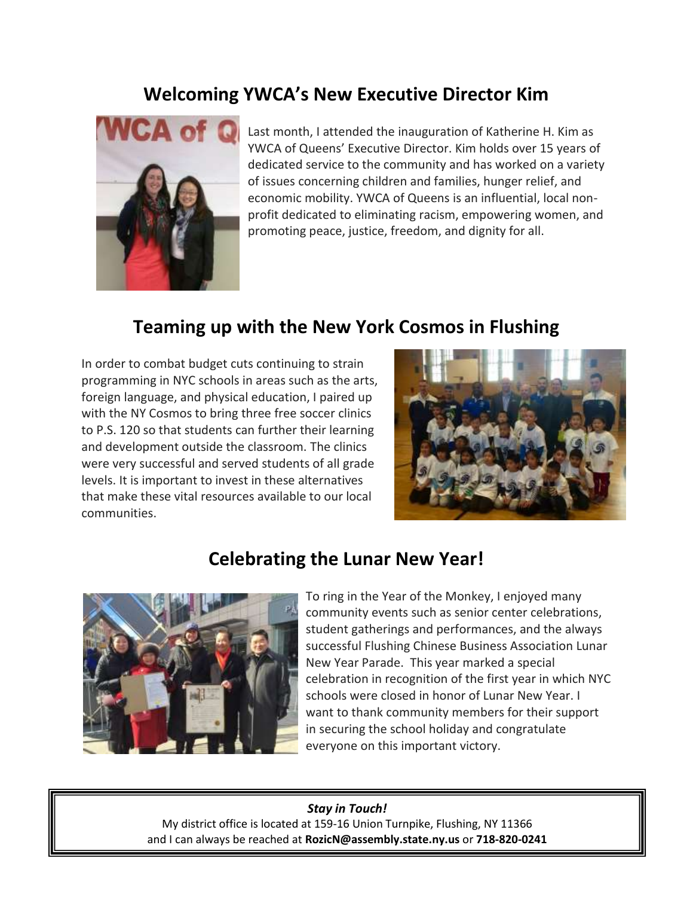## Welcoming YWCA's New Executive Director Kim

Last month, I attended the inauguration of Katherine H. Kim as YWCA of Queens' Executive Director. Kim holds over 15 years of dedicated service to the community and has worked on a variety of issues concerning children and families, hunger relief, and economic mobility. YWCA of Queens is an influential, local non-profit dedicated to eliminating racism, empowering women, and promoting peace, justice, freedom, and dignity for all.

## Teaming up with the New York Cosmos in Flushing

In order to combat budget cuts continuing to strain programming in NYC schools in areas such as the arts, foreign language, and physical education, I paired up with the NY Cosmos to bring three free soccer clinics to P.S. 120 so that students can further their learning and development outside the classroom. The clinics were very successful and served students of all grade levels. It is important to invest in these alternatives that make these vital resources available to our local communities.

## Celebrating the Lunar New Year!

To ring in the Year of the Monkey, I enjoyed many community events such as senior center celebrations, student gatherings and performances, and the always successful Flushing Chinese Business Association Lunar New Year Parade. This year marked a special celebration in recognition of the first year in which NYC schools were closed in honor of Lunar New Year. I want to thank community members for their support in securing the school holiday and congratulate everyone on this important victory.

***Stay in Touch!***

My district office is located at 159-16 Union Turnpike, Flushing, NY 11366
and I can always be reached at **RozicN@assembly.state.ny.us** or **718-820-0241**